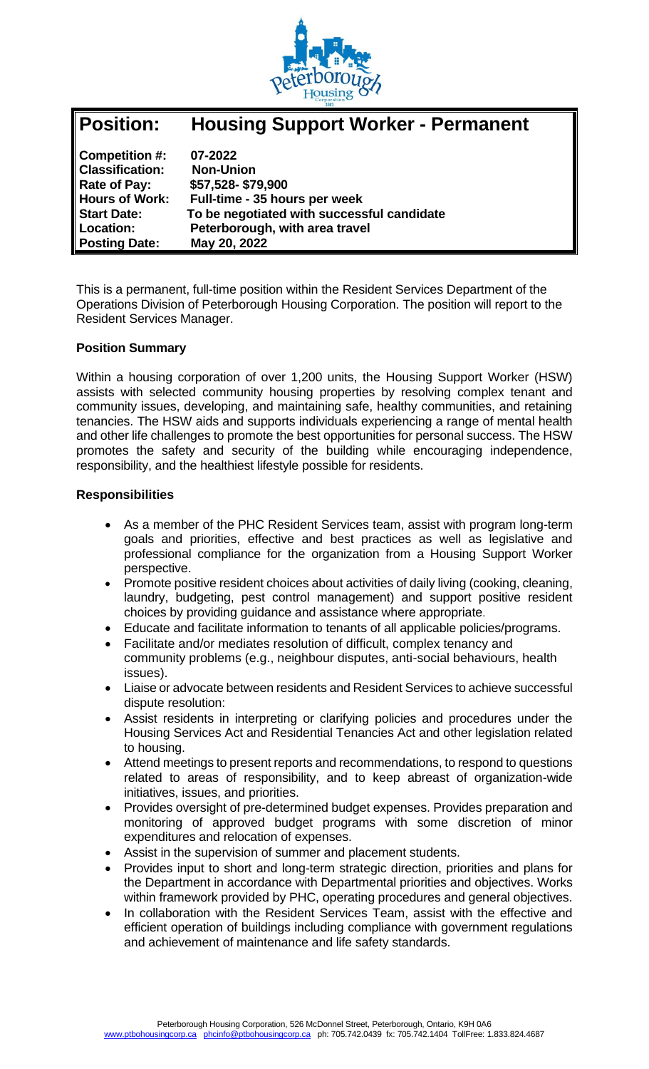# Position: Housing Support Worker - Permanent

| | |
|---|---|
| **Competition #:** | **07-2022** |
| **Classification:** | **Non-Union** |
| **Rate of Pay:** | **$57,528- $79,900** |
| **Hours of Work:** | **Full-time - 35 hours per week** |
| **Start Date:** | **To be negotiated with successful candidate** |
| **Location:** | **Peterborough, with area travel** |
| **Posting Date:** | **May 20, 2022** |

This is a permanent, full-time position within the Resident Services Department of the Operations Division of Peterborough Housing Corporation. The position will report to the Resident Services Manager.

**Position Summary**

Within a housing corporation of over 1,200 units, the Housing Support Worker (HSW) assists with selected community housing properties by resolving complex tenant and community issues, developing, and maintaining safe, healthy communities, and retaining tenancies. The HSW aids and supports individuals experiencing a range of mental health and other life challenges to promote the best opportunities for personal success. The HSW promotes the safety and security of the building while encouraging independence, responsibility, and the healthiest lifestyle possible for residents.

**Responsibilities**

- As a member of the PHC Resident Services team, assist with program long-term goals and priorities, effective and best practices as well as legislative and professional compliance for the organization from a Housing Support Worker perspective.
- Promote positive resident choices about activities of daily living (cooking, cleaning, laundry, budgeting, pest control management) and support positive resident choices by providing guidance and assistance where appropriate.
- Educate and facilitate information to tenants of all applicable policies/programs.
- Facilitate and/or mediates resolution of difficult, complex tenancy and community problems (e.g., neighbour disputes, anti-social behaviours, health issues).
- Liaise or advocate between residents and Resident Services to achieve successful dispute resolution:
- Assist residents in interpreting or clarifying policies and procedures under the Housing Services Act and Residential Tenancies Act and other legislation related to housing.
- Attend meetings to present reports and recommendations, to respond to questions related to areas of responsibility, and to keep abreast of organization-wide initiatives, issues, and priorities.
- Provides oversight of pre-determined budget expenses. Provides preparation and monitoring of approved budget programs with some discretion of minor expenditures and relocation of expenses.
- Assist in the supervision of summer and placement students.
- Provides input to short and long-term strategic direction, priorities and plans for the Department in accordance with Departmental priorities and objectives. Works within framework provided by PHC, operating procedures and general objectives.
- In collaboration with the Resident Services Team, assist with the effective and efficient operation of buildings including compliance with government regulations and achievement of maintenance and life safety standards.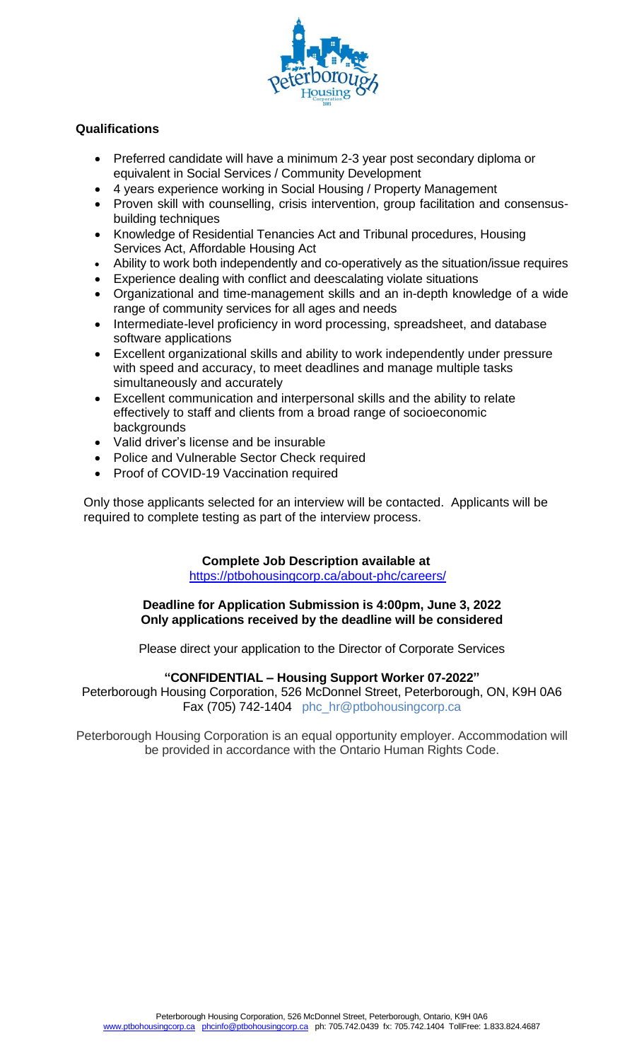**Qualifications**

- Preferred candidate will have a minimum 2-3 year post secondary diploma or equivalent in Social Services / Community Development
- 4 years experience working in Social Housing / Property Management
- Proven skill with counselling, crisis intervention, group facilitation and consensus-building techniques
- Knowledge of Residential Tenancies Act and Tribunal procedures, Housing Services Act, Affordable Housing Act
- Ability to work both independently and co-operatively as the situation/issue requires
- Experience dealing with conflict and deescalating violate situations
- Organizational and time-management skills and an in-depth knowledge of a wide range of community services for all ages and needs
- Intermediate-level proficiency in word processing, spreadsheet, and database software applications
- Excellent organizational skills and ability to work independently under pressure with speed and accuracy, to meet deadlines and manage multiple tasks simultaneously and accurately
- Excellent communication and interpersonal skills and the ability to relate effectively to staff and clients from a broad range of socioeconomic backgrounds
- Valid driver's license and be insurable
- Police and Vulnerable Sector Check required
- Proof of COVID-19 Vaccination required

Only those applicants selected for an interview will be contacted. Applicants will be required to complete testing as part of the interview process.

**Complete Job Description available at**
https://ptbohousingcorp.ca/about-phc/careers/

**Deadline for Application Submission is 4:00pm, June 3, 2022**
**Only applications received by the deadline will be considered**

Please direct your application to the Director of Corporate Services

**"CONFIDENTIAL – Housing Support Worker 07-2022"**
Peterborough Housing Corporation, 526 McDonnel Street, Peterborough, ON, K9H 0A6
Fax (705) 742-1404 phc_hr@ptbohousingcorp.ca

Peterborough Housing Corporation is an equal opportunity employer. Accommodation will be provided in accordance with the Ontario Human Rights Code.